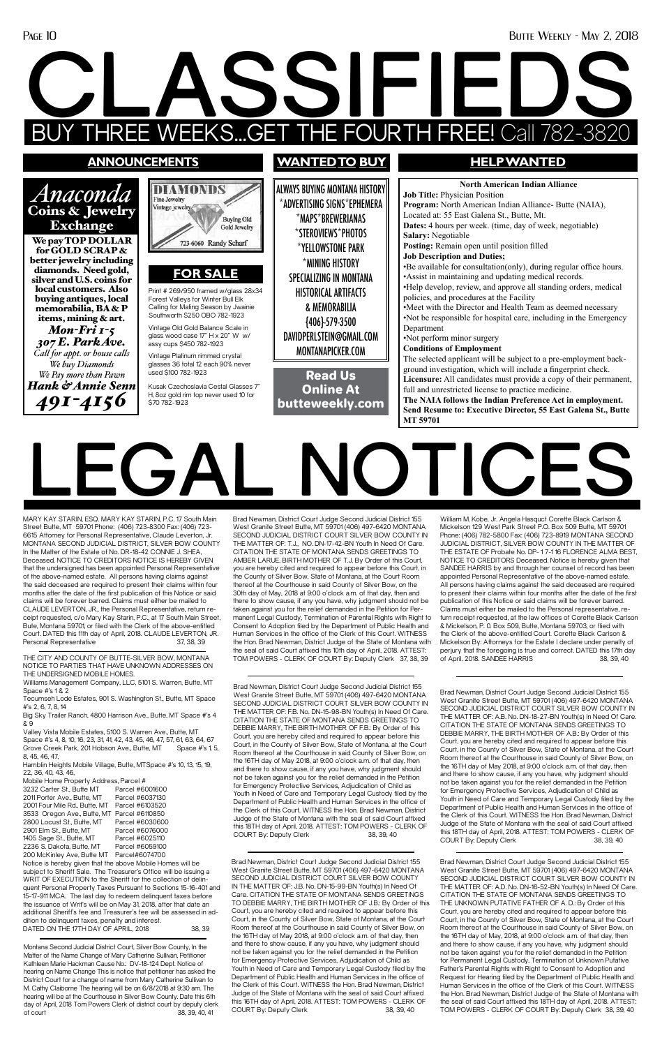# CLASSIFIEDS

## BUY THREE WEEKS...GET THE FOURTH FREE! Call 782-3820

## ANNOUNCEMENTS

*Anaconda*
**Coins & Jewelry Exchange**

**We pay TOP DOLLAR for GOLD SCRAP & better jewelry including diamonds. Need gold, silver and U.S. coins for local customers. Also buying antiques, local memorabilia, BA & P items, mining & art.**

*Mon-Fri 1-5*
*307 E. Park Ave.*
*Call for appt. or house calls*
*We buy Diamonds*
*We Pay more than Pawn*
*Hank & Annie Senn*
*491-4156*

DIAMONDS
Fine Jewelry
Vintage jewelry
Buying Old Gold Jewelry
723-6060 Randy Scharf

## FOR SALE

Print # 269/950 framed w/glass 28x34 Forest Valleys for Winter Bull Elk Calling for Mating Season by Jwainie Southworth $250 OBO 782-1923

Vintage Old Gold Balance Scale in glass wood case 17" H x 20" W w/ assy cups $450 782-1923

Vintage Platinum rimmed crystal glasses 36 total 12 each 90% never used $100 782-1923

Kusak Czechoslavia Cestal Glasses 7" H, 8oz gold rim top never used 10 for $70 782-1923

## WANTED TO BUY

ALWAYS BUYING MONTANA HISTORY
*ADVERTISING SIGNS*EPHEMERA
*MAPS*BREWERIANAS
*STEROVIEWS*PHOTOS
*YELLOWSTONE PARK
*MINING HISTORY
SPECIALIZING IN MONTANA HISTORICAL ARTIFACTS & MEMORABILIA
(406)-579-3500
DAVIDPERLSTEIN@GMAIL.COM
MONTANAPICKER.COM

**Read Us Online At butteweekly.com**

## HELP WANTED

**North American Indian Alliance**

**Job Title:** Physician Position
**Program:** North American Indian Alliance- Butte (NAIA), Located at: 55 East Galena St., Butte, Mt.
**Dates:** 4 hours per week. (time, day of week, negotiable)
**Salary:** Negotiable
**Posting:** Remain open until position filled
**Job Description and Duties;**

- Be available for consultation(only), during regular office hours.
- Assist in maintaining and updating medical records.
- Help develop, review, and approve all standing orders, medical policies, and procedures at the Facility
- Meet with the Director and Health Team as deemed necessary
- Not be responsible for hospital care, including in the Emergency Department
- Not perform minor surgery

**Conditions of Employment**
The selected applicant will be subject to a pre-employment background investigation, which will include a fingerprint check.
**Licensure:** All candidates must provide a copy of their permanent, full and unrestricted license to practice medicine.
**The NAIA follows the Indian Preference Act in employment. Send Resume to: Executive Director, 55 East Galena St., Butte MT 59701**

# LEGAL NOTICES

MARY KAY STARIN, ESQ. MARY KAY STARIN, P.C. 17 South Main Street Butte, MT 59701 Phone: (406) 723-8300 Fax: (406) 723-6615 Attorney for Personal Representative, Claude Leverton, Jr. MONTANA SECOND JUDICIAL DISTRICT, SILVER BOW COUNTY In the Matter of the Estate of No. DR-18-42 CONNIE J. SHEA, Deceased. NOTICE TO CREDITORS NOTICE IS HEREBY GIVEN that the undersigned has been appointed Personal Representative of the above-named estate. All persons having claims against the said deceased are required to present their claims within four months after the date of the first publication of this Notice or said claims will be forever barred. Claims must either be mailed to CLAUDE LEVERTON, JR., the Personal Representative, return receipt requested, c/o Mary Kay Starin, P.C., at 17 South Main Street, Bute, Montana 59701, or filed with the Clerk of the above-entitled Court. DATED this 11th day of April, 2018. CLAUDE LEVERTON, JR. Personal Representative 37, 38, 39

THE CITY AND COUNTY OF BUTTE-SILVER BOW, MONTANA NOTICE TO PARTIES THAT HAVE UNKNOWN ADDRESSES ON THE UNDERSIGNED MOBILE HOMES.
Williams Management Company, LLC, 5101 S. Warren, Butte, MT Space #'s 1 & 2
Tecumseh Lode Estates, 901 S. Washington St., Butte, MT Space #'s 2, 6, 7, 8, 14
Big Sky Trailer Ranch, 4800 Harrison Ave., Butte, MT Space #'s 4 & 9
Valley Vista Mobile Estates, 5100 S. Warren Ave., Butte, MT Space #'s 4, 8, 10, 16, 23, 31, 41, 42, 43, 45, 46, 47, 57, 61, 63, 64, 67
Grove Creek Park, 201 Hobson Ave., Butte, MT Space #'s 1, 5, 8, 45, 46, 47,
Hamblin Heights Mobile Village, Butte, MT Space #'s 10, 13, 15, 19, 22, 36, 40, 43, 46,

| Mobile Home Property Address, | Parcel # |
|---|---|
| 3232 Carter St., Butte MT | Parcel #6001600 |
| 2011 Porter Ave., Butte, MT | Parcel #6037130 |
| 2001 Four Mile Rd., Butte, MT | Parcel #6103520 |
| 3533 Oregon Ave., Butte, MT | Parcel #6110850 |
| 2800 Locust St., Butte, MT | Parcel #6030600 |
| 2901 Elm St., Butte, MT | Parcel #6076000 |
| 1405 Sage St., Butte, MT | Parcel #6025110 |
| 2236 S. Dakota, Butte, MT | Parcel #6059100 |
| 200 McKinley Ave, Butte MT | Parcel#6074700 |

Notice is hereby given that the above Mobile Homes will be subject to Sheriff Sale. The Treasurer's Office will be issuing a WRIT OF EXECUTION to the Sheriff for the collection of delinquent Personal Property Taxes Pursuant to Sections 15-16-401 and 15-17-911 MCA. The last day to redeem delinquent taxes before the issuance of Writ's will be on May 31, 2018, after that date an additional Sheriff's fee and Treasurer's fee will be assessed in addition to delinquent taxes, penalty and interest.
DATED ON THE 17TH DAY OF APRIL, 2018 38, 39

Montana Second Judicial District Court, Silver Bow County, In the Matter of the Name Change of Mary Catherine Sullivan, Petitioner Kathleen Marie Hackman Cause No.: DV-18-224 Dept. Notice of hearing on Name Change This is notice that petitioner has asked the District Court for a change of name from Mary Catherine Sullivan to M. Cathy Claiborne The hearing will be on 6/8/2018 at 9:30 am. The hearing will be at the Courthouse in Silver Bow County. Date this 6th day of April, 2018 Tom Powers Clerk of district court by deputy clerk of court 38, 39, 40, 41

Brad Newman, District Court Judge Second Judicial District 155 West Granite Street Butte, MT 59701 (406) 497-6420 MONTANA SECOND JUDICIAL DISTRICT COURT SILVER BOW COUNTY IN THE MATTER OF: T.J., NO. DN-17-42-BN Youth In Need Of Care. CITATION THE STATE OF MONTANA SENDS GREETINGS TO AMBER LARUE, BIRTH MOTHER OF T.J. By Order of this Court, you are hereby cited and required to appear before this Court, in the County of Silver Bow, State of Montana, at the Court Room thereof at the Courthouse in said County of Silver Bow, on the 30th day of May, 2018 at 9:00 o'clock a.m. of that day, then and there to show cause, if any you have, why judgment should not be taken against you for the relief demanded in the Petition for Permanent Legal Custody, Termination of Parental Rights with Right to Consent to Adoption filed by the Department of Public Health and Human Services in the office of the Clerk of this Court. WITNESS the Hon. Brad Newman, District Judge of the State of Montana with the seal of said Court affixed this 10th day of April, 2018. ATTEST: TOM POWERS - CLERK OF COURT By: Deputy Clerk 37, 38, 39

Brad Newman, District Court Judge Second Judicial District 155 West Granite Street Butte, MT 59701 (406) 497-6420 MONTANA SECOND JUDICIAL DISTRICT COURT SILVER BOW COUNTY IN THE MATTER OF: F.B. No. DN-15-98-BN Youth(s) In Need Of Care. CITATION THE STATE OF MONTANA SENDS GREETINGS TO DEBBIE MARRY, THE BIRTH MOTHER OF F.B.: By Order of this Court, you are hereby cited and required to appear before this Court, in the County of Silver Bow, State of Montana, at the Court Room thereof at the Courthouse in said County of Silver Bow, on the 16TH day of May 2018, at 9:00 o'clock a.m. of that day, then and there to show cause, if any you have, why judgment should not be taken against you for the relief demanded in the Petition for Emergency Protective Services, Adjudication of Child as Youth in Need of Care and Temporary Legal Custody filed by the Department of Public Health and Human Services in the office of the Clerk of this Court. WITNESS the Hon. Brad Newman, District Judge of the State of Montana with the seal of said Court affixed this 18TH day of April, 2018. ATTEST: TOM POWERS - CLERK OF COURT By: Deputy Clerk 38, 39, 40

Brad Newman, District Court Judge Second Judicial District 155 West Granite Street Butte, MT 59701 (406) 497-6420 MONTANA SECOND JUDICIAL DISTRICT COURT SILVER BOW COUNTY IN THE MATTER OF: J.B. No. DN-15-99-BN Youth(s) In Need Of Care. CITATION THE STATE OF MONTANA SENDS GREETINGS TO DEBBIE MARRY, THE BIRTH MOTHER OF J.B.: By Order of this Court, you are hereby cited and required to appear before this Court, in the County of Silver Bow, State of Montana, at the Court Room thereof at the Courthouse in said County of Silver Bow, on the 16TH day of May 2018, at 9:00 o'clock a.m. of that day, then and there to show cause, if any you have, why judgment should not be taken against you for the relief demanded in the Petition for Emergency Protective Services, Adjudication of Child as Youth in Need of Care and Temporary Legal Custody filed by the Department of Public Health and Human Services in the office of the Clerk of this Court. WITNESS the Hon. Brad Newman, District Judge of the State of Montana with the seal of said Court affixed this 18TH day of April, 2018. ATTEST: TOM POWERS - CLERK OF COURT By: Deputy Clerk 38, 39, 40

William M. Kobe, Jr. Angela Hasquct Corette Black Carlson & Mickelson 129 West Park Street P.O. Box 509 Butte, MT 59701 Phone: (406) 782-5800 Fax: (406) 723-8919 MONTANA SECOND JUDICIAL DISTRICT, SILVER BOW COUNTY IN THE MATTER OF THE ESTATE OF Probate No. DP- 1 7-1 16 FLORENCE ALMA BEST, NOTICE TO CREDITORS Deceased. Notice is hereby given that SANDEE HARRIS by and through her counsel of record has been appointed Personal Representative of the above-named estate. All persons having claims against the said deceased are required to present their claims within four months after the date of the first publication of this Notice or said claims will be forever barred. Claims must either be mailed to the Personal representative, return receipt requested, at the law offices of Corette Black Carlson & Mickelson, P. O. Box 509, Butte, Montana 59703, or filed with the Clerk of the above-entitled Court. Corette Black Carlson & Mickelson By: Attorneys for the Estate I declare under penalty of perjury that the foregoing is true and correct. DATED this 17th day of April. 2018. SANDEE HARRIS 38, 39, 40

Brad Newman, District Court Judge Second Judicial District 155 West Granite Street Butte, MT 59701 (406) 497-6420 MONTANA SECOND JUDICIAL DISTRICT COURT SILVER BOW COUNTY IN THE MATTER OF: A.B. No. DN-18-27-BN Youth(s) In Need Of Care. CITATION THE STATE OF MONTANA SENDS GREETINGS TO DEBBIE MARRY, THE BIRTH MOTHER OF A.B.: By Order of this Court, you are hereby cited and required to appear before this Court, in the County of Silver Bow, State of Montana, at the Court Room thereof at the Courthouse in said County of Silver Bow, on the 16TH day of May 2018, at 9:00 o'clock a.m. of that day, then and there to show cause, if any you have, why judgment should not be taken against you for the relief demanded in the Petition for Emergency Protective Services, Adjudication of Child as Youth in Need of Care and Temporary Legal Custody filed by the Department of Public Health and Human Services in the office of the Clerk of this Court. WITNESS the Hon. Brad Newman, District Judge of the State of Montana with the seal of said Court affixed this 18TH day of April, 2018. ATTEST: TOM POWERS - CLERK OF COURT By: Deputy Clerk 38, 39, 40

Brad Newman, District Court Judge Second Judicial District 155 West Granite Street Butte, MT 59701 (406) 497-6420 MONTANA SECOND JUDICIAL DISTRICT COURT SILVER BOW COUNTY IN THE MATTER OF: A.D. No. DN-16-52-BN Youth(s) In Need Of Care. CITATION THE STATE OF MONTANA SENDS GREETINGS TO THE UNKNOWN PUTATIVE FATHER OF A. D.: By Order of this Court, you are hereby cited and required to appear before this Court, in the County of Silver Bow, State of Montana, at the Court Room thereof at the Courthouse in said County of Silver Bow, on the 16TH day of May, 2018, at 9:00 o'clock a.m. of that day, then and there to show cause, if any you have, why judgment should not be taken against you for the relief demanded in the Petition for Permanent Legal Custody, Termination of Unknown Putative Father's Parental Rights with Right to Consent to Adoption and Request for Hearing filed by the Department of Public Health and Human Services in the office of the Clerk of this Court. WITNESS the Hon. Brad Newman, District Judge of the State of Montana with the seal of said Court affixed this 18TH day of April, 2018. ATTEST: TOM POWERS - CLERK OF COURT By: Deputy Clerk 38, 39, 40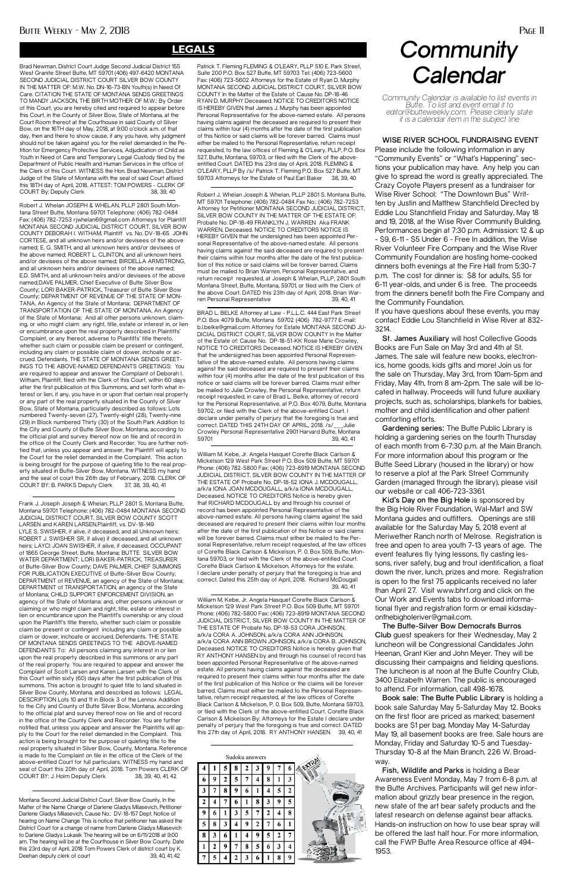## LEGALS

Brad Newman, District Court Judge Second Judicial District 155 West Granite Street Butte, MT 59701 (406) 497-6420 MONTANA SECOND JUDICIAL DISTRICT COURT SILVER BOW COUNTY IN THE MATTER OF: M.W. No. DN-16-73-BN Youth(s) In Need Of Care. CITATION THE STATE OF MONTANA SENDS GREETINGS TO MANDY JACKSON, THE BIRTH MOTHER OF M.W.: By Order of this Court, you are hereby cited and required to appear before this Court, in the County of Silver Bow, State of Montana, at the Court Room thereof at the Courthouse in said County of Silver Bow, on the 16TH day of May, 2018, at 9:00 o'clock a.m. of that day, then and there to show cause, if any you have, why judgment should not be taken against you for the relief demanded in the Petition for Emergency Protective Services, Adjudication of Child as Youth in Need of Care and Temporary Legal Custody filed by the Department of Public Health and Human Services in the office of the Clerk of this Court. WITNESS the Hon. Brad Newman, District Judge of the State of Montana with the seal of said Court affixed this 18TH day of April, 2018. ATTEST: TOM POWERS - CLERK OF COURT By: Deputy Clerk 38, 39, 40

Robert J. Whelan JOSEPH & WHELAN, PLLP 2801 South Montana Street Butte, Montana 59701 Telephone: (406) 782-0484 Fax: (406) 782-7253 rjwhelan6@gmail.com Attorneys for Plaintiff MONTANA SECOND JUDICIAL DISTRICT COURT, SILVER BOW COUNTY DEBORAH I. WITHAM, Plaintiff vs. No. DV-18-65 JOHN CORTESE, and all unknown heirs and/or devisees of the above named; E. G. SMITH, and all unknown heirs and/or devisees of the above named; ROBERT L. CLINTON, and all unknown heirs and/or devisees of the above named; BIRDELLA ARMSTRONG, and all unknown heirs and/or devisees of the above named; E.D. SMITH, and all unknown heirs and/or devisees of the above named;DAVE PALMER, Chief Executive of Butte Silver Bow County; LORI BAKER-PATRICK, Treasurer of Butte Silver Bow County; DEPARTMENT OF REVENUE OF THE STATE OF MONTANA, An Agency of the State of Montana; DEPARTMENT OF TRANSPORTATION OF THE STATE OF MONTANA, An Agency of the State of Montana; And all other persons unknown, claiming, or who might claim any right, title, estate or interest in, or lien or encumbrance upon the real property described in Plaintiffs' Complaint, or any thereof, adverse to Plaintiffs' title thereto, whether such claim or possible claim be present or contingent, including any claim or possible claim of dower, inchoate or accrued. Defendants. THE STATE OF MONTANA SENDS GREETINGS TO THE ABOVE-NAMED DEFENDANTS GREETINGS: You are required to appear and answer the Complaint of Deborah I. Witham, Plaintiff, filed with the Clerk of this Court, within 60 days after the first publication of this Summons, and set forth what interest or lien, if any, you have in or upon that certain real property or any part of the real property situated in the County of Silver Bow, State of Montana, particularly described as follows: Lots numbered Twenty-seven (27), Twenty-eight (28), Twenty-nine (29) in Block numbered Thirty (30) of the South Park Addition to the City and County of Butte Silver Bow, Montana, according to the official plat and survey thereof now on file and of record in the office of the County Clerk and Recorder. You are further notified that, unless you appear and answer, the Plaintiff will apply to the Court for the relief demanded in the Complaint. This action is being brought for the purpose of quieting title to the real property situated in Butte-Silver Bow, Montana. WITNESS my hand and the seal of court this 26th day of February, 2018. CLERK OF COURT BY: B. PARKS Deputy Clerk 37, 38, 39, 40, 41

Frank J. Joseph Joseph & Whelan, PLLP 2801 S. Montana Butte, Montana 59701 Telephone: (406) 782-0484 MONTANA SECOND JUDICIAL DISTRICT COURT, SILVER BOW COUNTY SCOTT LARSEN and KAREN LARSEN,Plaintiff, vs. DV-18-149 LYLE S. SWISHER, if alive, if deceased, and all Unknown heirs; ROBERT J. SWISHER SR, if alive) if deceased, and all unknown heirs; LAYCI JOAN SWISHER, if alive, if deceased, OCCUPANT of 1865 George Street, Butte, Montana; BUTTE SILVER BOW WATER DEPARTMENT; LORI BAKER-PATRICK, TREASURER of Butte-Silver Bow County; DAVE PALMER, CHIEF SUMMONS FOR PUBLICATION EXECUTIVE of Butte-Silver Bow County; DEPARTMENT of REVENUE, an agency of the State of Montana; DEPARTMENT of TRANSPORTATION, an agency of the State of Montana; CHILD SUPPORT ENFORCEMENT DIVISION, an agency of the State of Montana: and, other persons unknown or claiming or who might claim and right, title, estate or interest in lien or encumbrance upon the Plaintiff's ownership or any cloud upon the Plaintiff's title thereto, whether such claim or possible claim be present or contingent including any claim or possible claim or dower, inchoate or accrued, Defendants. THE STATE OF MONTANA SENDS GREETINGS TO THE ABOVE-NAMED DEFENDANTS To: All persons claiming any interest in or lien upon the real property described in this summons or any part of the real property. You are required to appear and answer the Complaint of Scott Larsen and Karen Larsen with the Clerk of this Court within sixty (60) days after the first publication of this summons. This action is brought to quiet title to land situated in Silver Bow County, Montana, and described as follows: LEGAL DESCRIPTION Lots 10 and 11 in Block 3 of the Lennox Addition to the City and County of Butte Silver Bow, Montana, according to the official plat and survey thereof now on file and of record in the office of the County Clerk and Recorder. You are further notified that, unless you appear and answer, the Plaintiffs will apply to the Court for the relief demanded in the Complaint. This action is being brought for the purpose of quieting title to the real property situated in Silver Bow, County, Montana. Reference is made to the Complaint on file in the office of the Clerk of the above-entitled Court for full particulars. WITNESS my hand and seal of Court this 20th day of April, 2018. Tom Powers CLERK OF COURT BY: J. Holm Deputy Clerk 38, 39, 40, 41, 42

Montana Second Judicial District Court, Silver Bow County, In the Matter of the Name Change of Darlene Gladys Milasevich, Petitioner Darlene Gladys Milasevich, Cause No.: DV-18-157 Dept. Notice of hearing on Name Change This is notice that petitioner has asked the District Court for a change of name from Darlene Gladys Milasevich to Darlene Gladys Lukasik. The hearing will be on 6/11/2018 at 9:00 am. The hearing will be at the Courthouse in Silver Bow County. Date this 23rd day of April, 2018 Tom Powers Clerk of district court by K. Deehan deputy clerk of court 39, 40, 41, 42

Patrick T. Fleming FLEMING & O'LEARY, PLLP 510 E. Park Street, Suite 200 P.O. Box 527 Butte, MT 59703 Tel: (406) 723-5600 Fax: (406) 723-5602 Attorneys for the Estate of Ryan D. Murphy MONTANA SECOND JUDICIAL DISTRICT COURT, SILVER BOW COUNTY In the Matter of the Estate of: Cause No. DP-18-46 RYAN D. MURPHY Deceased. NOTICE TO CREDITORS NOTICE IS HEREBY GIVEN that James J. Murphy has been appointed Personal Representative of the above-named estate. All persons having claims against the deceased are required to present their claims within four (4) months after the date of the first publication of this Notice or said claims will be forever barred. Claims must either be mailed to the Personal Representative, return receipt requested, to the law offices of Fleming & O'Leary, PLLP, P.O. Box 527, Butte, Montana, 59703, or filed with the Clerk of the above-entitled Court. DATED this 23rd day of April, 2018. FLEMING & O'LEARY, PLLP By /s/ Patrick T. Fleming P.O. Box 527 Butte, MT 59703 Attorneys for the Estate of Paul Earl Baker 38, 39, 40

Robert J. Whelan Joseph & Whelan, PLLP 2801 S. Montana Butte, MT 59701 Telephone: (406) 782-0484 Fax No.: (406) 782-7253 Attorney for Petitioner MONTANA SECOND JUDICIAL DISTRICT, SILVER BOW COUNTY IN THE MATTER OF THE ESTATE OF: Probate No. DP-18-49 FRANKLYN J. WARREN Aka FRANK WARREN, Deceased. NOTICE TO CREDITORS NOTICE IS HEREBY GIVEN that the undersigned has been appointed Personal Representative of the above-named estate. All persons having claims against the said deceased are required to present their claims within four months after the date of the first publication of this notice or said claims will be forever barred. Claims must be mailed to Brian Warren, Personal Representative, and return receipt requested, at Joseph & Whelan, PLLP, 2801 South Montana Street, Butte, Montana, 59701, or filed with the Clerk of the above Court. DATED this 23th day of April, 2018. Brian Warren Personal Representative 39, 40, 41

BRAD L. BELKE Attorney at Law - P.L.L.C. 444 East Park Street P.O. Box 4079 Butte, Montana 59702 (406) 782-9777 E-mail: b.l.belke@gmail.com Attorney for Estate MONTANA SECOND JUDICIAL DISTRICT COURT, SILVER BOW COUNTY In the Matter of the Estate of: Cause No. DP-18-51-KK Rose Marie Crowley, NOTICE TO CREDITORS Deceased. NOTICE IS HEREBY GIVEN that the undersigned has been appointed Personal Representative of the above-named estate. All persons having claims against the said deceased are required to present their claims within four (4) months after the date of the first publication of this notice or said claims will be forever barred. Claims must either be mailed to Julie Crowley, the Personal Representative, return receipt requested, in care of Brad L. Belke, attorney of record for the Personal Representative, at P.O. Box 4079, Butte, Montana 59702, or filed with the Clerk of the above-entitled Court. I declare under penalty of perjury that the foregoing is true and correct. DATED THIS 24TH DAY OF APRIL, 2018. /s/___Julie Crowley Personal Representative 2901 Harvard Butte, Montana 59701 39, 40, 41

William M. Kebe, Jr. Angela Hasquet Corette Black Carlson & Mickelson 129 West Park Street P.O. Box 509 Butte, MT 59701 Phone: (406) 782-5800 Fax: (406) 723-8919 MONTANA SECOND JUDICIAL DISTRICT, SILVER BOW COUNTY IN THE MATTER OF THE ESTATE OF Probate No. DP-18-52 IONA J. MCDOUGALL, a/k/a IONA JOAN MCDOUGALL, a/k/a IONA MCDOUGALL, Deceased. NOTICE TO CREDITORS Notice is hereby given that RICHARD MCDOUGALL by and through his counsel of record has been appointed Personal Representative of the above-named estate. All persons having claims against the said deceased are required to present their claims within four months after the date of the first publication of this Notice or said claims will be forever barred. Claims must either be mailed to the Personal Representative, return receipt requested, at the law offices of Corette Black Carlson & Mickelson, P. O. Box 509, Butte, Montana 59703, or filed with the Clerk of the above-entitled Court. Corette Black Carlson & Mickelson, Attorneys for the estate. I declare under penalty of perjury that the foregoing is true and correct. Dated this 25th day of April, 2018. Richard McDougall 39, 40, 41

William M. Kebe, Jr. Angela Hasquet Corette Black Carlson & Mickelson 129 West Park Street P.O. Box 509 Butte, MT 59701 Phone: (406) 782-5800 Fax: (406) 723-8919 MONTANA SECOND JUDICIAL DISTRICT, SILVER BOW COUNTY IN THE MATTER OF THE ESTATE OF Probate No. DP-18-53 CORA JOHNSON, a/k/a CORA A. JOHNSON, a/k/a CORA ANN JOHNSON, a/k/a CORA ANN BROWN JOHNSON, a/k/a CORA B. JOHNSON, Deceased. NOTICE TO CREDITORS Notice is hereby given that RY ANTHONY HANSEN by and through his counsel of record has been appointed Personal Representative of the above-named estate. All persons having claims against the deceased are required to present their claims within four months after the date of the first publication of this Notice or the claims will be forever barred. Claims must either be mailed to the Personal Representative, return receipt requested, at the law offices of Corette Black Carlson & Mickelson, P. O. Box 509, Butte, Montana 59703, or filed with the Clerk of the above-entitled Court. Corette Black Carlson & Mickelson By: Attorneys for the Estate I declare under penalty of perjury that the foregoing is true and correct. DATED this 27th day of April, 2018. RY ANTHONY HANSEN 39, 40, 41

Sudoku answers

| | | | | | | | | |
|---|---|---|---|---|---|---|---|---|
| 4 | 1 | 5 | 8 | 2 | 3 | 9 | 7 | 6 |
| 6 | 9 | 2 | 5 | 7 | 4 | 8 | 1 | 3 |
| 3 | 7 | 8 | 9 | 6 | 1 | 4 | 5 | 2 |
| 2 | 4 | 7 | 6 | 1 | 8 | 3 | 9 | 5 |
| 9 | 6 | 1 | 3 | 5 | 7 | 2 | 4 | 8 |
| 5 | 8 | 3 | 4 | 9 | 2 | 7 | 6 | 1 |
| 8 | 3 | 6 | 1 | 4 | 9 | 5 | 2 | 7 |
| 1 | 2 | 9 | 7 | 8 | 5 | 6 | 3 | 4 |
| 7 | 5 | 4 | 2 | 3 | 6 | 1 | 8 | 9 |

# *Community Calendar*

*Community Calendar is available to list events in Butte. To list and event email it to editor@butteweekly.com. Please clearly state it is a calendar item in the subject line*

**WISE RIVER SCHOOL FUNDRAISING EVENT**
Please include the following information in any "Community Events" or "What's Happening" sections your publication may have. Any help you can give to spread the word is greatly appreciated. The Crazy Coyote Players present as a fundraiser for Wise River School: "The Downtown Bus" Written by Justin and Matthew Stanchfield Directed by Eddie Lou Stanchfield Friday and Saturday, May 18 and 19, 2018, at the Wise River Community Building. Performances begin at 7:30 p.m. Admission: 12 & up - $9, 6-11 - $5 Under 6 - Free In addition, the Wise River Volunteer Fire Company and the Wise River Community Foundation are hosting home-cooked dinners both evenings at the Fire Hall from 5:30-7 p.m. The cost for dinner is: $8 for adults, $5 for 6-11 year-olds, and under 6 is free. The proceeds from the dinners benefit both the Fire Company and the Community Foundation.

If you have questions about these events, you may contact Eddie Lou Stanchfield in Wise River at 832-3214.

**St. James Auxiliary** will host Collective Goods Books are Fun Sale on May 3rd and 4th at St. James. The sale will feature new books, electronics, home goods, kids gifts and more! Join us for the sale on Thursday, May 3rd, from 10am-5pm and Friday, May 4th, from 8 am-2pm. The sale will be located in hallway. Proceeds will fund future auxiliary projects, such as, scholarships, blankets for babies, mother and child identification and other patient comforting efforts.

**Gardening series:** The Butte Public Library is holding a gardening series on the fourth Thursday of each month from 6-7:30 p.m. at the Main Branch. For more information about this program or the Butte Seed Library (housed in the library) or how to reserve a plot at the Park Street Community Garden (managed through the library), please visit our website or call 406-723-3361.

**Kid's Day on the Big Hole** is sponsored by the Big Hole River Foundation, Wal-Mart and SW Montana guides and outfitters. Openings are still available for the Saturday May 5, 2018 event at Meriwether Ranch north of Melrose. Registration is free and open to area youth 7-13 years of age. The event features fly tying lessons, fly casting lessons, river safety, bug and trout identification, a float down the river, lunch, prizes and more. Registration is open to the first 75 applicants received no later than April 27. Visit www.bhrf.org and click on the Our Work and Events tabs to download informational flyer and registration form or email kidsdayonthebigholeriver@gmail.com.

**The Butte-Silver Bow Democrats Burros Club** guest speakers for their Wednesday, May 2 luncheon will be Congressional Candidates John Heenan, Grant Kier and John Meyer. They will be discussing their campaigns and fielding questions. The luncheon is at noon at the Butte Country Club, 3400 Elizabeth Warren. The public is encouraged to attend. For information, call 498-1678.

**Book sale: The Butte Public Library** is holding a book sale Saturday May 5-Saturday May 12. Books on the first floor are priced as marked; basement books are $1 per bag. Monday May 14-Saturday May 19, all basement books are free. Sale hours are Monday, Friday and Saturday 10-5 and Tuesday-Thursday 10-8 at the Main Branch, 226 W. Broadway.

**Fish, Wildlife and Parks** is holding a Bear Awareness Event Monday, May 7 from 6-8 p.m. at the Butte Archives. Participants will get new information about grizzly bear presence in the region, new state of the art bear safety products and the latest research on defense against bear attacks. Hands-on instruction on how to use bear spray will be offered the last half hour. For more information, call the FWP Butte Area Resource office at 494-1953.